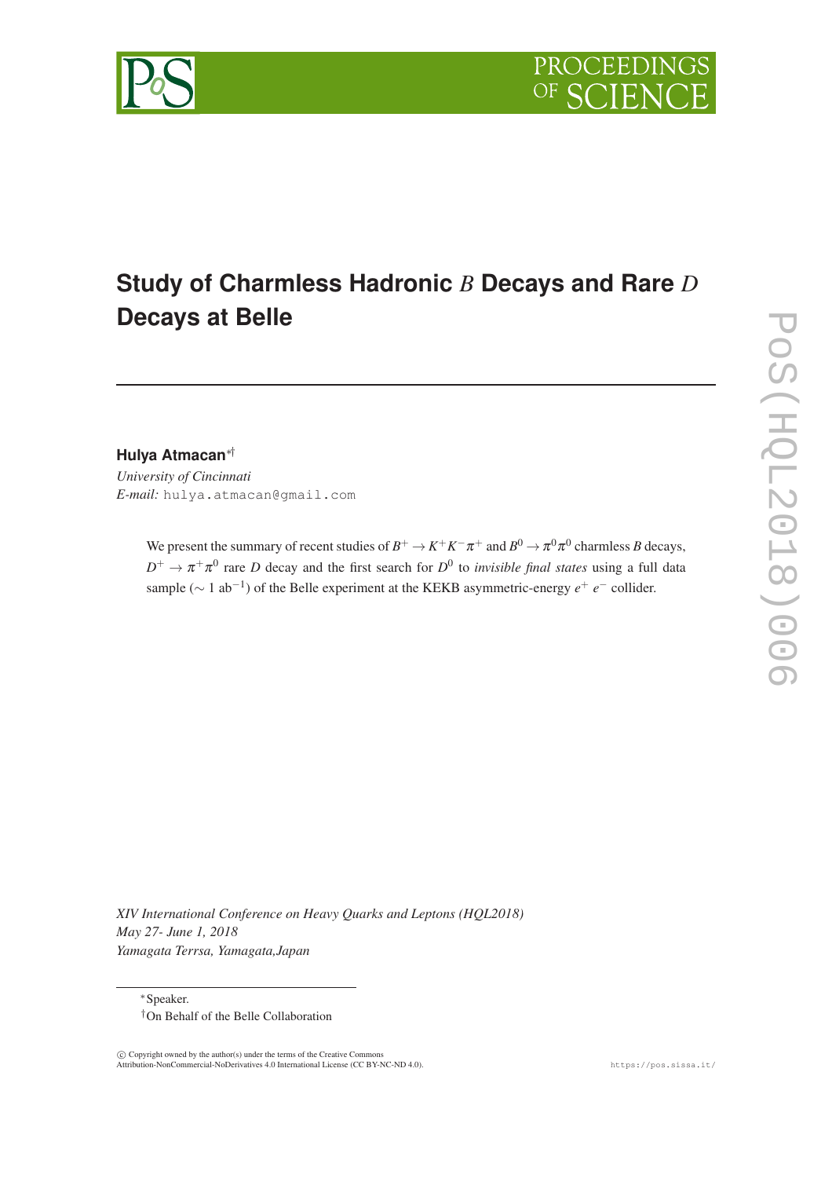# Study of Charmless Hadronic $B$ Decays and Rare $D$ Decays at Belle

**Hulya Atmacan**[\*†]

*University of Cincinnati*

*E-mail:* hulya.atmacan@gmail.com

We present the summary of recent studies of $B^+ \to K^+K^-\pi^+$ and $B^0 \to \pi^0\pi^0$ charmless $B$ decays, $D^+ \to \pi^+\pi^0$ rare $D$ decay and the first search for $D^0$ to *invisible final states* using a full data sample ($\sim$ 1 ab$^{-1}$) of the Belle experiment at the KEKB asymmetric-energy $e^+$ $e^-$ collider.

*XIV International Conference on Heavy Quarks and Leptons (HQL2018)*
*May 27- June 1, 2018*
*Yamagata Terrsa, Yamagata,Japan*

[\*]Speaker.

[†]On Behalf of the Belle Collaboration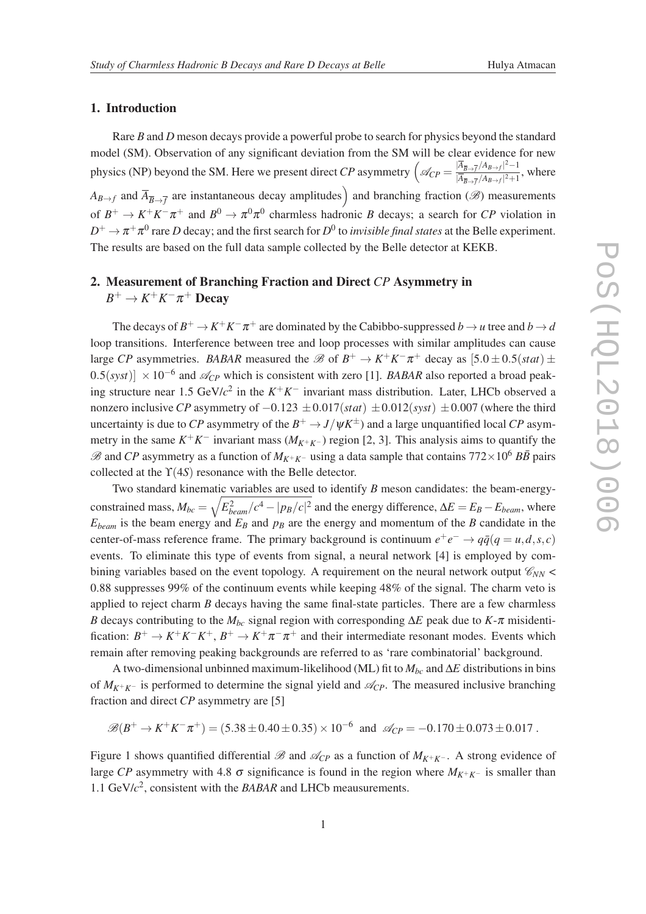## 1. Introduction

Rare *B* and *D* meson decays provide a powerful probe to search for physics beyond the standard model (SM). Observation of any significant deviation from the SM will be clear evidence for new physics (NP) beyond the SM. Here we present direct *CP* asymmetry $\left(\mathscr{A}_{CP} = \frac{|\overline{A}_{\overline{B}\to\overline{f}}/A_{B\to f}|^2-1}{|\overline{A}_{\overline{B}\to\overline{f}}/A_{B\to f}|^2+1}\right.$, where $A_{B\to f}$ and $\overline{A}_{\overline{B}\to\overline{f}}$ are instantaneous decay amplitudes$\Big)$ and branching fraction ($\mathscr{B}$) measurements of $B^+ \to K^+K^-\pi^+$ and $B^0 \to \pi^0\pi^0$ charmless hadronic *B* decays; a search for *CP* violation in $D^+ \to \pi^+\pi^0$ rare *D* decay; and the first search for $D^0$ to *invisible final states* at the Belle experiment. The results are based on the full data sample collected by the Belle detector at KEKB.

## 2. Measurement of Branching Fraction and Direct *CP* Asymmetry in $B^+ \to K^+K^-\pi^+$ Decay

The decays of $B^+ \to K^+K^-\pi^+$ are dominated by the Cabibbo-suppressed $b \to u$ tree and $b \to d$ loop transitions. Interference between tree and loop processes with similar amplitudes can cause large *CP* asymmetries. *BABAR* measured the $\mathscr{B}$ of $B^+ \to K^+K^-\pi^+$ decay as $[5.0 \pm 0.5(stat) \pm 0.5(syst)] \times 10^{-6}$ and $\mathscr{A}_{CP}$ which is consistent with zero [1]. *BABAR* also reported a broad peaking structure near 1.5 GeV/$c^2$ in the $K^+K^-$ invariant mass distribution. Later, LHCb observed a nonzero inclusive *CP* asymmetry of $-0.123 \pm 0.017(stat) \pm 0.012(syst) \pm 0.007$ (where the third uncertainty is due to *CP* asymmetry of the $B^+ \to J/\psi K^\pm$) and a large unquantified local *CP* asymmetry in the same $K^+K^-$ invariant mass ($M_{K^+K^-}$) region [2, 3]. This analysis aims to quantify the $\mathscr{B}$ and *CP* asymmetry as a function of $M_{K^+K^-}$ using a data sample that contains $772\times10^6$ $B\bar{B}$ pairs collected at the $\Upsilon(4S)$ resonance with the Belle detector.

Two standard kinematic variables are used to identify *B* meson candidates: the beam-energy-constrained mass, $M_{bc} = \sqrt{E_{beam}^2/c^4 - |p_B/c|^2}$ and the energy difference, $\Delta E = E_B - E_{beam}$, where $E_{beam}$ is the beam energy and $E_B$ and $p_B$ are the energy and momentum of the *B* candidate in the center-of-mass reference frame. The primary background is continuum $e^+e^- \to q\bar{q}(q = u,d,s,c)$ events. To eliminate this type of events from signal, a neural network [4] is employed by combining variables based on the event topology. A requirement on the neural network output $\mathscr{C}_{NN} <$ 0.88 suppresses 99% of the continuum events while keeping 48% of the signal. The charm veto is applied to reject charm *B* decays having the same final-state particles. There are a few charmless *B* decays contributing to the $M_{bc}$ signal region with corresponding $\Delta E$ peak due to *K*-$\pi$ misidentification: $B^+ \to K^+K^-K^+$, $B^+ \to K^+\pi^-\pi^+$ and their intermediate resonant modes. Events which remain after removing peaking backgrounds are referred to as 'rare combinatorial' background.

A two-dimensional unbinned maximum-likelihood (ML) fit to $M_{bc}$ and $\Delta E$ distributions in bins of $M_{K^+K^-}$ is performed to determine the signal yield and $\mathscr{A}_{CP}$. The measured inclusive branching fraction and direct *CP* asymmetry are [5]

$$\mathscr{B}(B^+ \to K^+K^-\pi^+) = (5.38 \pm 0.40 \pm 0.35) \times 10^{-6} \text{ and } \mathscr{A}_{CP} = -0.170 \pm 0.073 \pm 0.017 \,.$$

Figure 1 shows quantified differential $\mathscr{B}$ and $\mathscr{A}_{CP}$ as a function of $M_{K^+K^-}$. A strong evidence of large *CP* asymmetry with 4.8 $\sigma$ significance is found in the region where $M_{K^+K^-}$ is smaller than 1.1 GeV/$c^2$, consistent with the *BABAR* and LHCb meausurements.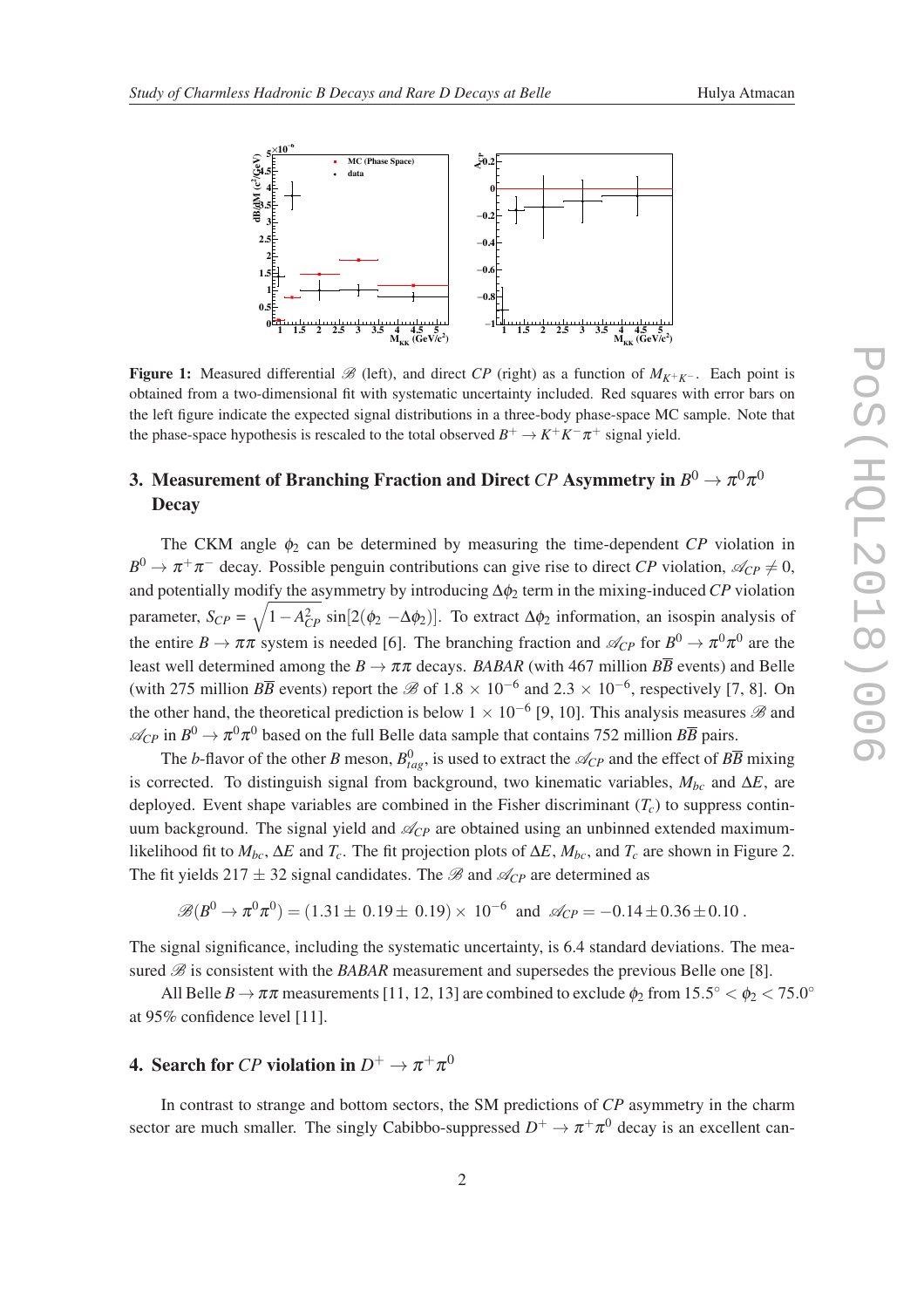**Figure 1:** Measured differential $\mathscr{B}$ (left), and direct $CP$ (right) as a function of $M_{K^+K^-}$. Each point is obtained from a two-dimensional fit with systematic uncertainty included. Red squares with error bars on the left figure indicate the expected signal distributions in a three-body phase-space MC sample. Note that the phase-space hypothesis is rescaled to the total observed $B^+ \to K^+K^-\pi^+$ signal yield.

## 3. Measurement of Branching Fraction and Direct $CP$ Asymmetry in $B^0 \to \pi^0\pi^0$ Decay

The CKM angle $\phi_2$ can be determined by measuring the time-dependent $CP$ violation in $B^0 \to \pi^+\pi^-$ decay. Possible penguin contributions can give rise to direct $CP$ violation, $\mathscr{A}_{CP} \neq 0$, and potentially modify the asymmetry by introducing $\Delta\phi_2$ term in the mixing-induced $CP$ violation parameter, $S_{CP} = \sqrt{1-A_{CP}^2}\,\sin[2(\phi_2 - \Delta\phi_2)]$. To extract $\Delta\phi_2$ information, an isospin analysis of the entire $B \to \pi\pi$ system is needed [6]. The branching fraction and $\mathscr{A}_{CP}$ for $B^0 \to \pi^0\pi^0$ are the least well determined among the $B \to \pi\pi$ decays. *BABAR* (with 467 million $B\overline{B}$ events) and Belle (with 275 million $B\overline{B}$ events) report the $\mathscr{B}$ of $1.8 \times 10^{-6}$ and $2.3 \times 10^{-6}$, respectively [7, 8]. On the other hand, the theoretical prediction is below $1 \times 10^{-6}$ [9, 10]. This analysis measures $\mathscr{B}$ and $\mathscr{A}_{CP}$ in $B^0 \to \pi^0\pi^0$ based on the full Belle data sample that contains 752 million $B\overline{B}$ pairs.

The $b$-flavor of the other $B$ meson, $B^0_{tag}$, is used to extract the $\mathscr{A}_{CP}$ and the effect of $B\overline{B}$ mixing is corrected. To distinguish signal from background, two kinematic variables, $M_{bc}$ and $\Delta E$, are deployed. Event shape variables are combined in the Fisher discriminant ($T_c$) to suppress continuum background. The signal yield and $\mathscr{A}_{CP}$ are obtained using an unbinned extended maximum-likelihood fit to $M_{bc}$, $\Delta E$ and $T_c$. The fit projection plots of $\Delta E$, $M_{bc}$, and $T_c$ are shown in Figure 2. The fit yields $217 \pm 32$ signal candidates. The $\mathscr{B}$ and $\mathscr{A}_{CP}$ are determined as

$$\mathscr{B}(B^0 \to \pi^0\pi^0) = (1.31 \pm 0.19 \pm 0.19) \times 10^{-6} \quad \text{and} \quad \mathscr{A}_{CP} = -0.14 \pm 0.36 \pm 0.10\,.$$

The signal significance, including the systematic uncertainty, is 6.4 standard deviations. The measured $\mathscr{B}$ is consistent with the *BABAR* measurement and supersedes the previous Belle one [8].

All Belle $B \to \pi\pi$ measurements [11, 12, 13] are combined to exclude $\phi_2$ from $15.5^\circ < \phi_2 < 75.0^\circ$ at 95% confidence level [11].

## 4. Search for $CP$ violation in $D^+ \to \pi^+\pi^0$

In contrast to strange and bottom sectors, the SM predictions of $CP$ asymmetry in the charm sector are much smaller. The singly Cabibbo-suppressed $D^+ \to \pi^+\pi^0$ decay is an excellent can-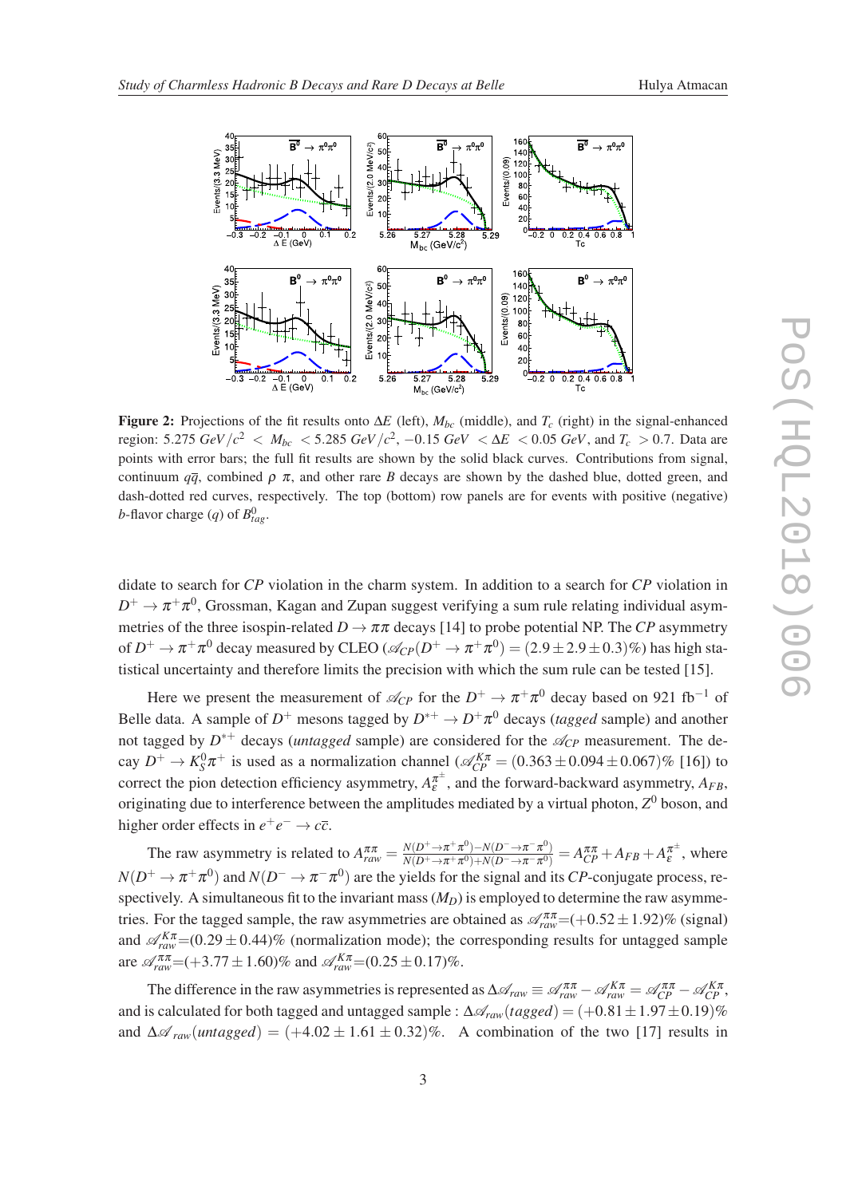**Figure 2:** Projections of the fit results onto $\Delta E$ (left), $M_{bc}$ (middle), and $T_c$ (right) in the signal-enhanced region: $5.275\ GeV/c^2 < M_{bc} < 5.285\ GeV/c^2$, $-0.15\ GeV < \Delta E < 0.05\ GeV$, and $T_c > 0.7$. Data are points with error bars; the full fit results are shown by the solid black curves. Contributions from signal, continuum $q\bar{q}$, combined $\rho\ \pi$, and other rare $B$ decays are shown by the dashed blue, dotted green, and dash-dotted red curves, respectively. The top (bottom) row panels are for events with positive (negative) $b$-flavor charge ($q$) of $B^0_{tag}$.

didate to search for *CP* violation in the charm system. In addition to a search for *CP* violation in $D^+ \to \pi^+\pi^0$, Grossman, Kagan and Zupan suggest verifying a sum rule relating individual asymmetries of the three isospin-related $D \to \pi\pi$ decays [14] to probe potential NP. The *CP* asymmetry of $D^+ \to \pi^+\pi^0$ decay measured by CLEO ($\mathscr{A}_{CP}(D^+ \to \pi^+\pi^0) = (2.9 \pm 2.9 \pm 0.3)\%$) has high statistical uncertainty and therefore limits the precision with which the sum rule can be tested [15].

Here we present the measurement of $\mathscr{A}_{CP}$ for the $D^+ \to \pi^+\pi^0$ decay based on 921 fb$^{-1}$ of Belle data. A sample of $D^+$ mesons tagged by $D^{*+} \to D^+\pi^0$ decays (*tagged* sample) and another not tagged by $D^{*+}$ decays (*untagged* sample) are considered for the $\mathscr{A}_{CP}$ measurement. The decay $D^+ \to K^0_S\pi^+$ is used as a normalization channel ($\mathscr{A}^{K\pi}_{CP} = (0.363 \pm 0.094 \pm 0.067)\%$ [16]) to correct the pion detection efficiency asymmetry, $A^{\pi^\pm}_{\varepsilon}$, and the forward-backward asymmetry, $A_{FB}$, originating due to interference between the amplitudes mediated by a virtual photon, $Z^0$ boson, and higher order effects in $e^+e^- \to c\bar{c}$.

The raw asymmetry is related to $A^{\pi\pi}_{raw} = \frac{N(D^+\to\pi^+\pi^0)-N(D^-\to\pi^-\pi^0)}{N(D^+\to\pi^+\pi^0)+N(D^-\to\pi^-\pi^0)} = A^{\pi\pi}_{CP} + A_{FB} + A^{\pi^\pm}_{\varepsilon}$, where $N(D^+ \to \pi^+\pi^0)$ and $N(D^- \to \pi^-\pi^0)$ are the yields for the signal and its *CP*-conjugate process, respectively. A simultaneous fit to the invariant mass ($M_D$) is employed to determine the raw asymmetries. For the tagged sample, the raw asymmetries are obtained as $\mathscr{A}^{\pi\pi}_{raw}$=$(+0.52 \pm 1.92)\%$ (signal) and $\mathscr{A}^{K\pi}_{raw}$=$(0.29 \pm 0.44)\%$ (normalization mode); the corresponding results for untagged sample are $\mathscr{A}^{\pi\pi}_{raw}$=$(+3.77 \pm 1.60)\%$ and $\mathscr{A}^{K\pi}_{raw}$=$(0.25 \pm 0.17)\%$.

The difference in the raw asymmetries is represented as $\Delta\mathscr{A}_{raw} \equiv \mathscr{A}^{\pi\pi}_{raw} - \mathscr{A}^{K\pi}_{raw} = \mathscr{A}^{\pi\pi}_{CP} - \mathscr{A}^{K\pi}_{CP}$, and is calculated for both tagged and untagged sample : $\Delta\mathscr{A}_{raw}(tagged) = (+0.81 \pm 1.97 \pm 0.19)\%$ and $\Delta\mathscr{A}_{raw}(untagged) = (+4.02 \pm 1.61 \pm 0.32)\%$. A combination of the two [17] results in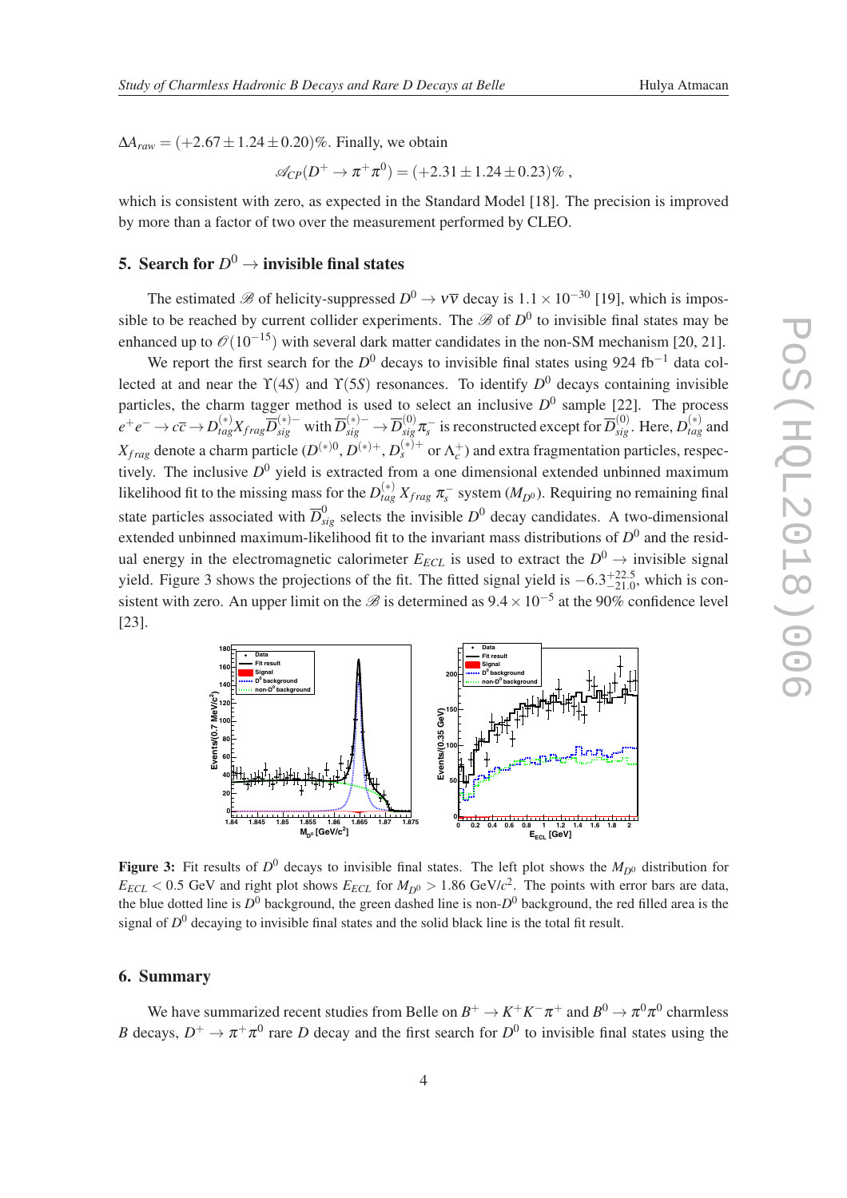$\Delta A_{raw} = (+2.67 \pm 1.24 \pm 0.20)\%$. Finally, we obtain

$$\mathscr{A}_{CP}(D^+ \to \pi^+\pi^0) = (+2.31 \pm 1.24 \pm 0.23)\% ,$$

which is consistent with zero, as expected in the Standard Model [18]. The precision is improved by more than a factor of two over the measurement performed by CLEO.

## 5. Search for $D^0 \to$ invisible final states

The estimated $\mathscr{B}$ of helicity-suppressed $D^0 \to \nu\overline{\nu}$ decay is $1.1 \times 10^{-30}$ [19], which is impossible to be reached by current collider experiments. The $\mathscr{B}$ of $D^0$ to invisible final states may be enhanced up to $\mathscr{O}(10^{-15})$ with several dark matter candidates in the non-SM mechanism [20, 21].

We report the first search for the $D^0$ decays to invisible final states using 924 fb$^{-1}$ data collected at and near the $\Upsilon(4S)$ and $\Upsilon(5S)$ resonances. To identify $D^0$ decays containing invisible particles, the charm tagger method is used to select an inclusive $D^0$ sample [22]. The process $e^+e^- \to c\overline{c} \to D^{(*)}_{tag} X_{frag} \overline{D}^{(*)-}_{sig}$ with $\overline{D}^{(*)-}_{sig} \to \overline{D}^{(0)}_{sig}\pi^-_s$ is reconstructed except for $\overline{D}^{(0)}_{sig}$. Here, $D^{(*)}_{tag}$ and $X_{frag}$ denote a charm particle ($D^{(*)0}$, $D^{(*)+}$, $D^{(*)+}_s$ or $\Lambda^+_c$) and extra fragmentation particles, respectively. The inclusive $D^0$ yield is extracted from a one dimensional extended unbinned maximum likelihood fit to the missing mass for the $D^{(*)}_{tag}\, X_{frag}\, \pi^-_s$ system ($M_{D^0}$). Requiring no remaining final state particles associated with $\overline{D}^0_{sig}$ selects the invisible $D^0$ decay candidates. A two-dimensional extended unbinned maximum-likelihood fit to the invariant mass distributions of $D^0$ and the residual energy in the electromagnetic calorimeter $E_{ECL}$ is used to extract the $D^0 \to$ invisible signal yield. Figure 3 shows the projections of the fit. The fitted signal yield is $-6.3^{+22.5}_{-21.0}$, which is consistent with zero. An upper limit on the $\mathscr{B}$ is determined as $9.4 \times 10^{-5}$ at the 90% confidence level [23].

**Figure 3:** Fit results of $D^0$ decays to invisible final states. The left plot shows the $M_{D^0}$ distribution for $E_{ECL} < 0.5$ GeV and right plot shows $E_{ECL}$ for $M_{D^0} > 1.86$ GeV/$c^2$. The points with error bars are data, the blue dotted line is $D^0$ background, the green dashed line is non-$D^0$ background, the red filled area is the signal of $D^0$ decaying to invisible final states and the solid black line is the total fit result.

## 6. Summary

We have summarized recent studies from Belle on $B^+ \to K^+K^-\pi^+$ and $B^0 \to \pi^0\pi^0$ charmless $B$ decays, $D^+ \to \pi^+\pi^0$ rare $D$ decay and the first search for $D^0$ to invisible final states using the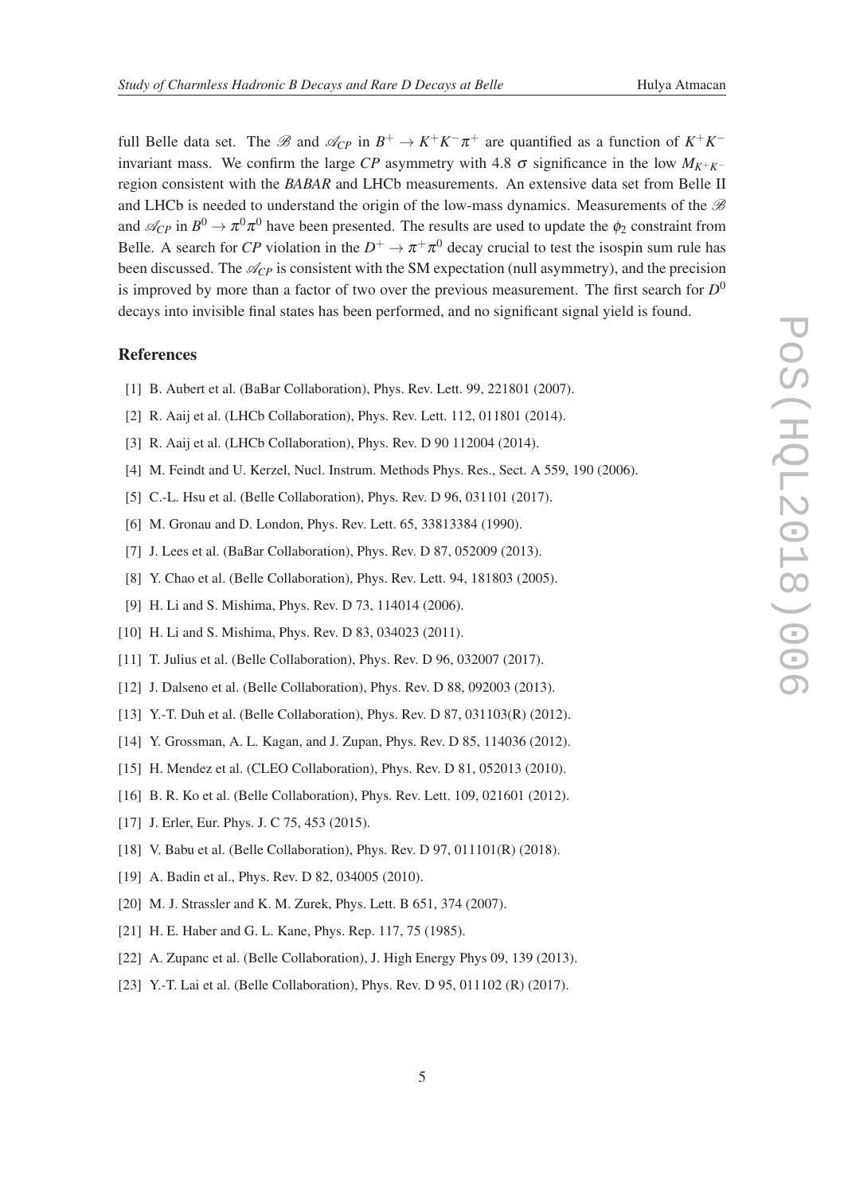full Belle data set. The $\mathscr{B}$ and $\mathscr{A}_{CP}$ in $B^+ \to K^+K^-\pi^+$ are quantified as a function of $K^+K^-$ invariant mass. We confirm the large *CP* asymmetry with 4.8 $\sigma$ significance in the low $M_{K^+K^-}$ region consistent with the *BABAR* and LHCb measurements. An extensive data set from Belle II and LHCb is needed to understand the origin of the low-mass dynamics. Measurements of the $\mathscr{B}$ and $\mathscr{A}_{CP}$ in $B^0 \to \pi^0\pi^0$ have been presented. The results are used to update the $\phi_2$ constraint from Belle. A search for *CP* violation in the $D^+ \to \pi^+\pi^0$ decay crucial to test the isospin sum rule has been discussed. The $\mathscr{A}_{CP}$ is consistent with the SM expectation (null asymmetry), and the precision is improved by more than a factor of two over the previous measurement. The first search for $D^0$ decays into invisible final states has been performed, and no significant signal yield is found.

## References

[1] B. Aubert et al. (BaBar Collaboration), Phys. Rev. Lett. 99, 221801 (2007).

[2] R. Aaij et al. (LHCb Collaboration), Phys. Rev. Lett. 112, 011801 (2014).

[3] R. Aaij et al. (LHCb Collaboration), Phys. Rev. D 90 112004 (2014).

[4] M. Feindt and U. Kerzel, Nucl. Instrum. Methods Phys. Res., Sect. A 559, 190 (2006).

[5] C.-L. Hsu et al. (Belle Collaboration), Phys. Rev. D 96, 031101 (2017).

[6] M. Gronau and D. London, Phys. Rev. Lett. 65, 33813384 (1990).

[7] J. Lees et al. (BaBar Collaboration), Phys. Rev. D 87, 052009 (2013).

[8] Y. Chao et al. (Belle Collaboration), Phys. Rev. Lett. 94, 181803 (2005).

[9] H. Li and S. Mishima, Phys. Rev. D 73, 114014 (2006).

[10] H. Li and S. Mishima, Phys. Rev. D 83, 034023 (2011).

[11] T. Julius et al. (Belle Collaboration), Phys. Rev. D 96, 032007 (2017).

[12] J. Dalseno et al. (Belle Collaboration), Phys. Rev. D 88, 092003 (2013).

[13] Y.-T. Duh et al. (Belle Collaboration), Phys. Rev. D 87, 031103(R) (2012).

[14] Y. Grossman, A. L. Kagan, and J. Zupan, Phys. Rev. D 85, 114036 (2012).

[15] H. Mendez et al. (CLEO Collaboration), Phys. Rev. D 81, 052013 (2010).

[16] B. R. Ko et al. (Belle Collaboration), Phys. Rev. Lett. 109, 021601 (2012).

[17] J. Erler, Eur. Phys. J. C 75, 453 (2015).

[18] V. Babu et al. (Belle Collaboration), Phys. Rev. D 97, 011101(R) (2018).

[19] A. Badin et al., Phys. Rev. D 82, 034005 (2010).

[20] M. J. Strassler and K. M. Zurek, Phys. Lett. B 651, 374 (2007).

[21] H. E. Haber and G. L. Kane, Phys. Rep. 117, 75 (1985).

[22] A. Zupanc et al. (Belle Collaboration), J. High Energy Phys 09, 139 (2013).

[23] Y.-T. Lai et al. (Belle Collaboration), Phys. Rev. D 95, 011102 (R) (2017).